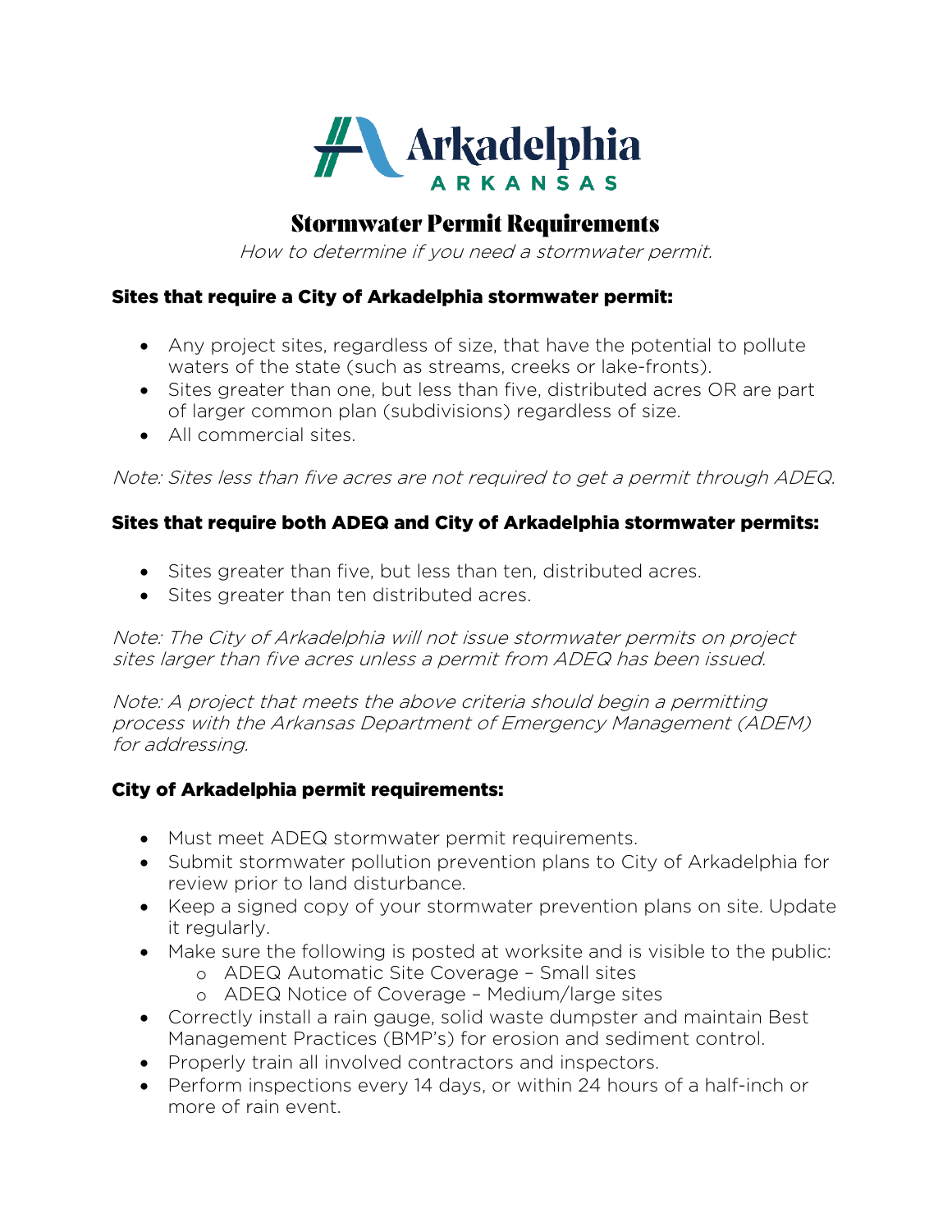Arkadelphia
ARKANSAS

# Stormwater Permit Requirements

*How to determine if you need a stormwater permit.*

### Sites that require a City of Arkadelphia stormwater permit:

- Any project sites, regardless of size, that have the potential to pollute waters of the state (such as streams, creeks or lake-fronts).
- Sites greater than one, but less than five, distributed acres OR are part of larger common plan (subdivisions) regardless of size.
- All commercial sites.

*Note: Sites less than five acres are not required to get a permit through ADEQ.*

### Sites that require both ADEQ and City of Arkadelphia stormwater permits:

- Sites greater than five, but less than ten, distributed acres.
- Sites greater than ten distributed acres.

*Note: The City of Arkadelphia will not issue stormwater permits on project sites larger than five acres unless a permit from ADEQ has been issued.*

*Note: A project that meets the above criteria should begin a permitting process with the Arkansas Department of Emergency Management (ADEM) for addressing.*

### City of Arkadelphia permit requirements:

- Must meet ADEQ stormwater permit requirements.
- Submit stormwater pollution prevention plans to City of Arkadelphia for review prior to land disturbance.
- Keep a signed copy of your stormwater prevention plans on site. Update it regularly.
- Make sure the following is posted at worksite and is visible to the public:
  - ADEQ Automatic Site Coverage – Small sites
  - ADEQ Notice of Coverage – Medium/large sites
- Correctly install a rain gauge, solid waste dumpster and maintain Best Management Practices (BMP's) for erosion and sediment control.
- Properly train all involved contractors and inspectors.
- Perform inspections every 14 days, or within 24 hours of a half-inch or more of rain event.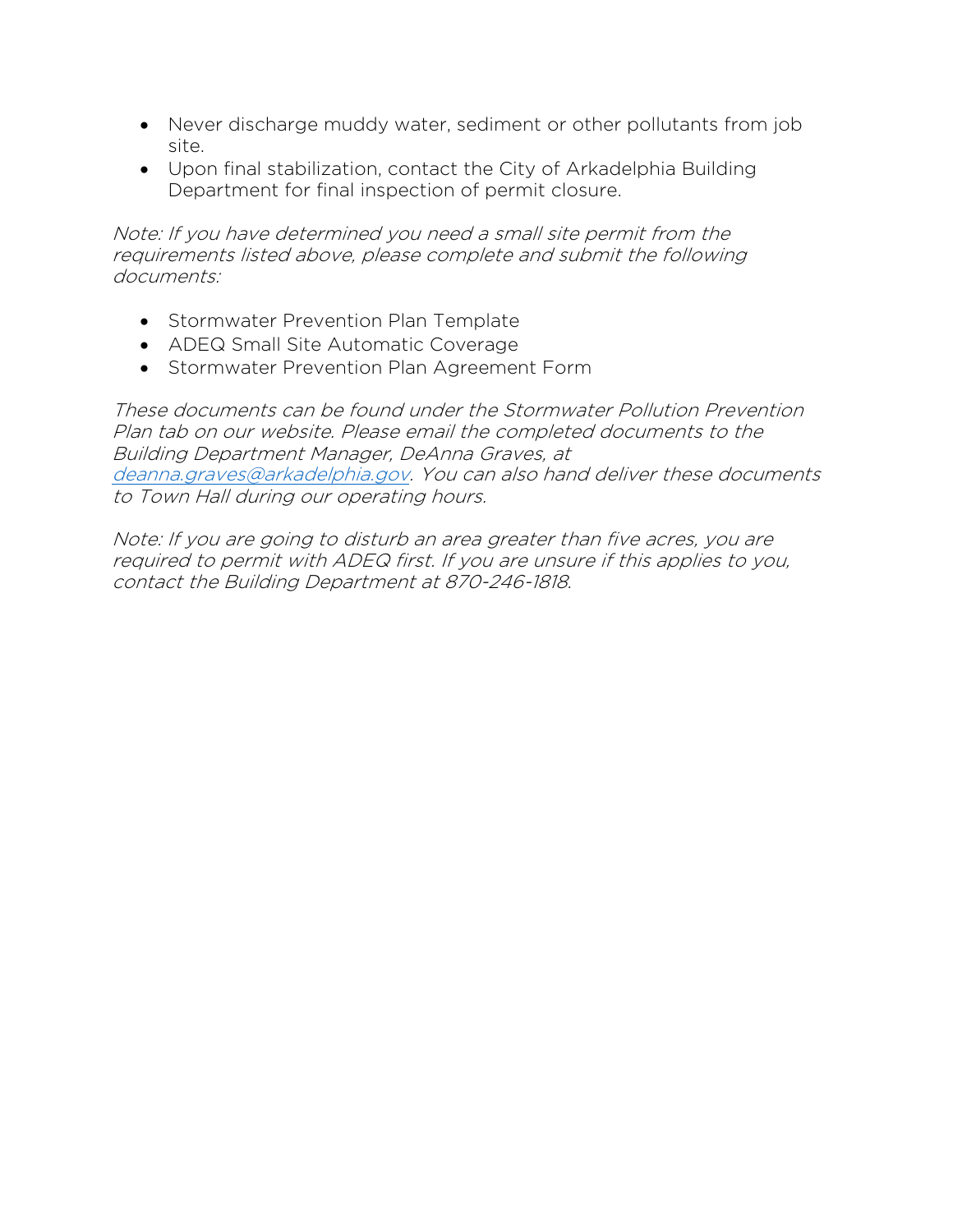- Never discharge muddy water, sediment or other pollutants from job site.
- Upon final stabilization, contact the City of Arkadelphia Building Department for final inspection of permit closure.

*Note: If you have determined you need a small site permit from the requirements listed above, please complete and submit the following documents:*

- Stormwater Prevention Plan Template
- ADEQ Small Site Automatic Coverage
- Stormwater Prevention Plan Agreement Form

*These documents can be found under the Stormwater Pollution Prevention Plan tab on our website. Please email the completed documents to the Building Department Manager, DeAnna Graves, at [deanna.graves@arkadelphia.gov](mailto:deanna.graves@arkadelphia.gov). You can also hand deliver these documents to Town Hall during our operating hours.*

*Note: If you are going to disturb an area greater than five acres, you are required to permit with ADEQ first. If you are unsure if this applies to you, contact the Building Department at 870-246-1818.*